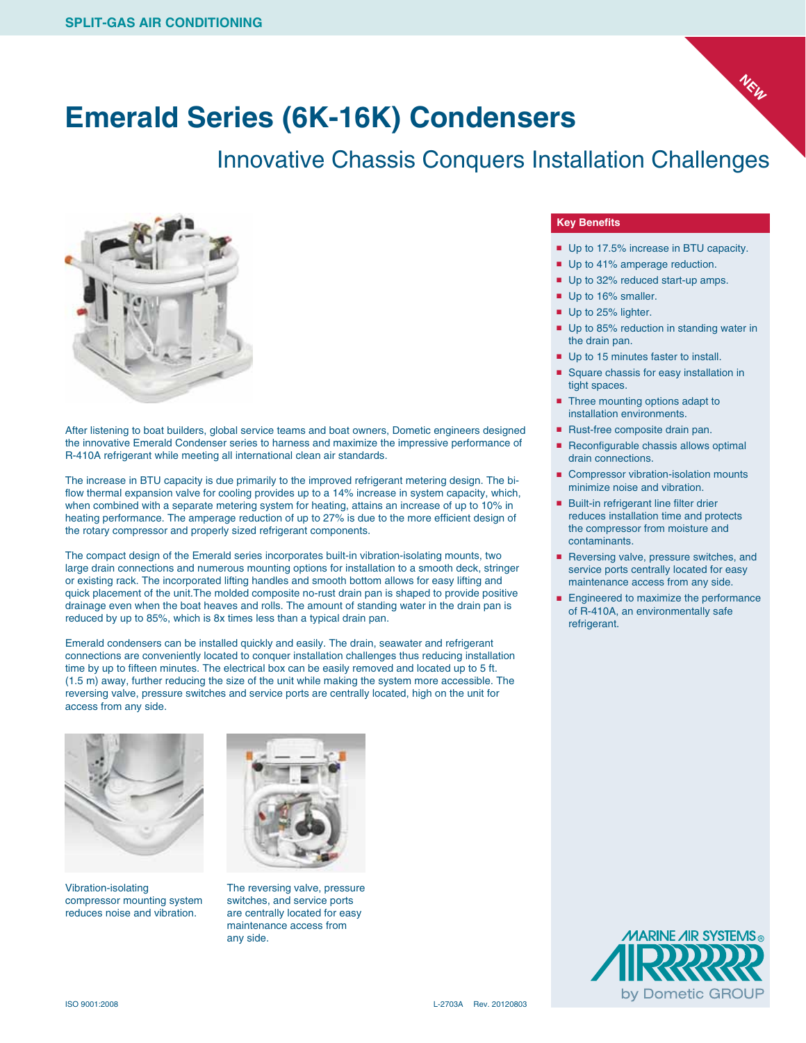SPLIT-GAS AIR CONDITIONING

# Emerald Series (6K-16K) Condensers

## Innovative Chassis Conquers Installation Challenges

NEW

After listening to boat builders, global service teams and boat owners, Dometic engineers designed the innovative Emerald Condenser series to harness and maximize the impressive performance of R-410A refrigerant while meeting all international clean air standards.

The increase in BTU capacity is due primarily to the improved refrigerant metering design. The bi-flow thermal expansion valve for cooling provides up to a 14% increase in system capacity, which, when combined with a separate metering system for heating, attains an increase of up to 10% in heating performance. The amperage reduction of up to 27% is due to the more efficient design of the rotary compressor and properly sized refrigerant components.

The compact design of the Emerald series incorporates built-in vibration-isolating mounts, two large drain connections and numerous mounting options for installation to a smooth deck, stringer or existing rack. The incorporated lifting handles and smooth bottom allows for easy lifting and quick placement of the unit.The molded composite no-rust drain pan is shaped to provide positive drainage even when the boat heaves and rolls. The amount of standing water in the drain pan is reduced by up to 85%, which is 8x times less than a typical drain pan.

Emerald condensers can be installed quickly and easily. The drain, seawater and refrigerant connections are conveniently located to conquer installation challenges thus reducing installation time by up to fifteen minutes. The electrical box can be easily removed and located up to 5 ft. (1.5 m) away, further reducing the size of the unit while making the system more accessible. The reversing valve, pressure switches and service ports are centrally located, high on the unit for access from any side.

Vibration-isolating compressor mounting system reduces noise and vibration.

The reversing valve, pressure switches, and service ports are centrally located for easy maintenance access from any side.

### Key Benefits

- Up to 17.5% increase in BTU capacity.
- Up to 41% amperage reduction.
- Up to 32% reduced start-up amps.
- Up to 16% smaller.
- Up to 25% lighter.
- Up to 85% reduction in standing water in the drain pan.
- Up to 15 minutes faster to install.
- Square chassis for easy installation in tight spaces.
- Three mounting options adapt to installation environments.
- Rust-free composite drain pan.
- Reconfigurable chassis allows optimal drain connections.
- Compressor vibration-isolation mounts minimize noise and vibration.
- Built-in refrigerant line filter drier reduces installation time and protects the compressor from moisture and contaminants.
- Reversing valve, pressure switches, and service ports centrally located for easy maintenance access from any side.
- Engineered to maximize the performance of R-410A, an environmentally safe refrigerant.

MARINE AIR SYSTEMS® by Dometic GROUP

ISO 9001:2008

L-2703A Rev. 20120803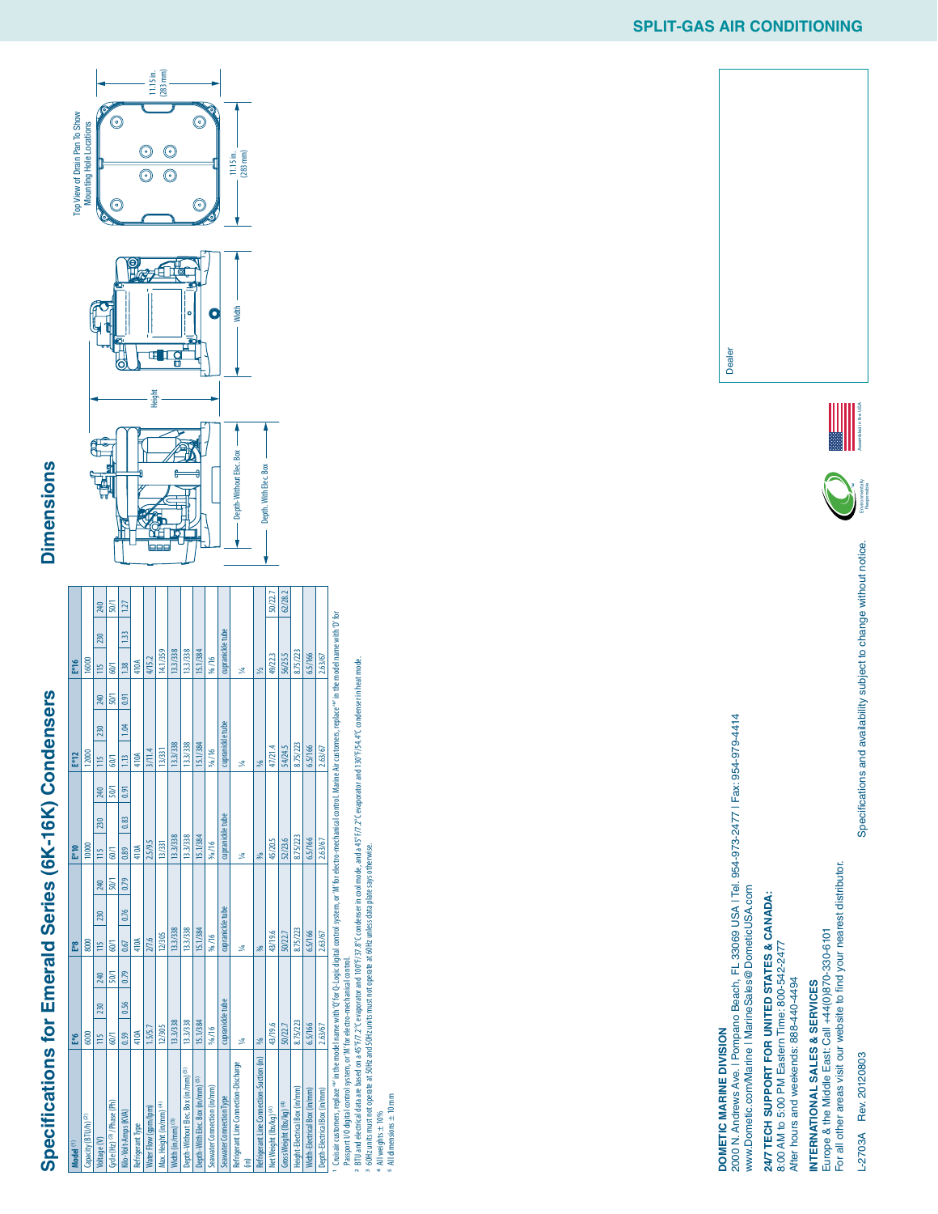# Specifications for Emerald Series (6K-16K) Condensers

| Model [1] | E*6 | | | E*8 | | | E*10 | | | E*12 | | | E*16 | | |
|---|---|---|---|---|---|---|---|---|---|---|---|---|---|---|---|
| Capacity (BTU/h) [2] | 6000 | | | 8000 | | | 10000 | | | 12000 | | | 16000 | | |
| Voltage (V) | 115 | 230 | 240 | 115 | 230 | 240 | 115 | 230 | 240 | 115 | 230 | 240 | 115 | 230 | 240 |
| Cycle (Hz) [3] / Phase (Ph) | 60/1 | | 50/1 | 60/1 | | 50/1 | 60/1 | | 50/1 | 60/1 | | 50/1 | 60/1 | | 50/1 |
| Kilo-Volt-Amps (KVA) | 0.59 | 0.56 | 0.79 | 0.67 | 0.76 | 0.79 | 0.89 | 0.83 | 0.91 | 1.13 | 1.04 | 0.91 | 1.38 | 1.33 | 1.27 |
| Refrigerant Type | 410A | | | 410A | | | 410A | | | 410A | | | 410A | | |
| Water Flow (gpm/lpm) | 1.5/5.7 | | | 2/7.6 | | | 2.5/9.5 | | | 3/11.4 | | | 4/15.2 | | |
| Max. Height (in/mm) [4] | 12/305 | | | 12/305 | | | 13/331 | | | 13/331 | | | 14.1/359 | | |
| Width (in/mm) [5] | 13.3/338 | | | 13.3/338 | | | 13.3/338 | | | 13.3/338 | | | 13.3/338 | | |
| Depth-Without Elec. Box (in/mm) [5] | 13.3/338 | | | 13.3/338 | | | 13.3/338 | | | 13.3/338 | | | 13.3/338 | | |
| Depth-With Elec. Box (in/mm) [5] | 15.1/384 | | | 15.1/384 | | | 15.1/384 | | | 15.1/384 | | | 15.1/384 | | |
| Seawater Connection (in/mm) | ⅝ /16 | | | ⅝ /16 | | | ⅝ /16 | | | ⅝ /16 | | | ⅝ /16 | | |
| Seawater Connection Type | cupronickle tube | | | cupronickle tube | | | cupronickle tube | | | cupronickle tube | | | cupronickle tube | | |
| Refrigerant Line Connection-Discharge (in) | ¼ | | | ¼ | | | ¼ | | | ¼ | | | ¼ | | |
| Refrigerant Line Connection-Suction (in) | ⅜ | | | ⅜ | | | ⅜ | | | ⅜ | | | ½ | | |
| Net Weight (lbs/kg) [4] | 43/19.6 | | | 43/19.6 | | | 45/20.5 | | | 47/21.4 | | | 49/22.3 | | 50/22.7 |
| Gross Weight (lbs/kg) [4] | 50/22.7 | | | 50/22.7 | | | 52/23.6 | | | 54/24.5 | | | 56/25.5 | | 62/28.2 |
| Height-Electrical Box (in/mm) | 8.75/223 | | | 8.75/223 | | | 8.75/223 | | | 8.75/223 | | | 8.75/223 | | |
| Width-Electrical Box (in/mm) | 6.5/166 | | | 6.5/166 | | | 6.5/166 | | | 6.5/166 | | | 6.5/166 | | |
| Depth-Electrical Box (in/mm) | 2.63/67 | | | 2.63/67 | | | 2.63/67 | | | 2.63/67 | | | 2.63/67 | | |

[1] Cruisair customers, replace '*' in the model name with 'Q' for Q-Logic digital control system, or 'M' for electro-mechanical control. Marine Air customers, replace '*' in the model name with 'D' for Passport I/O digital control system, or 'M' for electro-mechanical control.

[2] BTU and electrical data are based on a 45°F/7.2°C evaporator and 100°F/37.8°C condenser in cool mode, and a 45°F/7.2°C evaporator and 130°F/54.4°C condenser in heat mode.

[3] 60Hz units must not operate at 50Hz and 50Hz units must not operate at 60Hz unless data plate says otherwise.

[4] All weights ± 10%

[5] All dimensions ± 10 mm

# Dimensions

Top View of Drain Pan To Show Mounting Hole Locations

11.15 in. (283 mm)

11.15 in. (283 mm)

Height

Width

Depth-Without Elec. Box

Depth-With Elec. Box

Environmentally Responsible

Assembled in the USA

Dealer

**DOMETIC MARINE DIVISION**
2000 N. Andrews Ave. | Pompano Beach, FL 33069 USA | Tel. 954-973-2477 | Fax: 954-979-4414
www.Dometic.com/Marine | MarineSales@DometicUSA.com

**24/7 TECH SUPPORT FOR UNITED STATES & CANADA:**
8:00 AM to 5:00 PM Eastern Time: 800-542-2477
After hours and weekends: 888-440-4494

**INTERNATIONAL SALES & SERVICES**
Europe & the Middle East: Call +44(0)870-330-6101
For all other areas visit our website to find your nearest distributor.

L-2703A Rev. 20120803

Specifications and availability subject to change without notice.